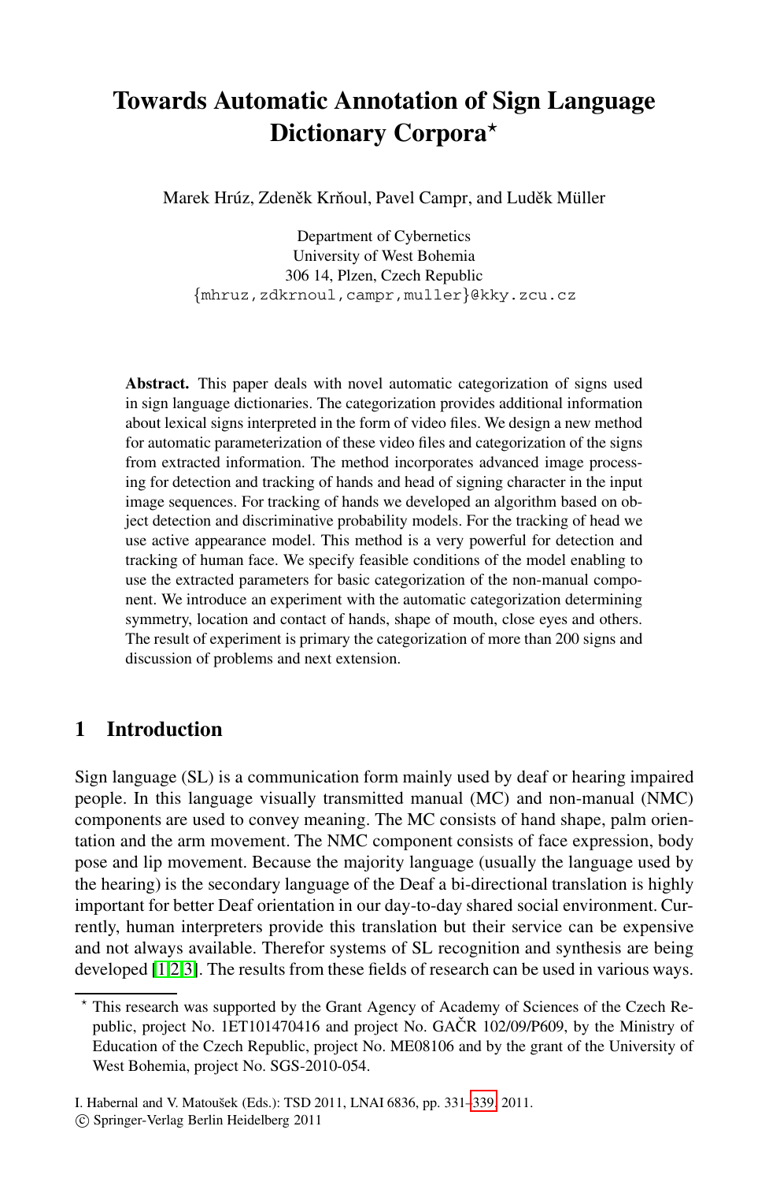# Towards Automatic Annotation of Sign Language Dictionary Corpora*

Marek Hrúz, Zdeněk Krňoul, Pavel Campr, and Luděk Müller

Department of Cybernetics
University of West Bohemia
306 14, Plzen, Czech Republic
{mhruz,zdkrnoul,campr,muller}@kky.zcu.cz

**Abstract.** This paper deals with novel automatic categorization of signs used in sign language dictionaries. The categorization provides additional information about lexical signs interpreted in the form of video files. We design a new method for automatic parameterization of these video files and categorization of the signs from extracted information. The method incorporates advanced image processing for detection and tracking of hands and head of signing character in the input image sequences. For tracking of hands we developed an algorithm based on object detection and discriminative probability models. For the tracking of head we use active appearance model. This method is a very powerful for detection and tracking of human face. We specify feasible conditions of the model enabling to use the extracted parameters for basic categorization of the non-manual component. We introduce an experiment with the automatic categorization determining symmetry, location and contact of hands, shape of mouth, close eyes and others. The result of experiment is primary the categorization of more than 200 signs and discussion of problems and next extension.

## 1 Introduction

Sign language (SL) is a communication form mainly used by deaf or hearing impaired people. In this language visually transmitted manual (MC) and non-manual (NMC) components are used to convey meaning. The MC consists of hand shape, palm orientation and the arm movement. The NMC component consists of face expression, body pose and lip movement. Because the majority language (usually the language used by the hearing) is the secondary language of the Deaf a bi-directional translation is highly important for better Deaf orientation in our day-to-day shared social environment. Currently, human interpreters provide this translation but their service can be expensive and not always available. Therefor systems of SL recognition and synthesis are being developed [1,2,3]. The results from these fields of research can be used in various ways.

---

* This research was supported by the Grant Agency of Academy of Sciences of the Czech Republic, project No. 1ET101470416 and project No. GAČR 102/09/P609, by the Ministry of Education of the Czech Republic, project No. ME08106 and by the grant of the University of West Bohemia, project No. SGS-2010-054.

I. Habernal and V. Matoušek (Eds.): TSD 2011, LNAI 6836, pp. 331–339, 2011.
© Springer-Verlag Berlin Heidelberg 2011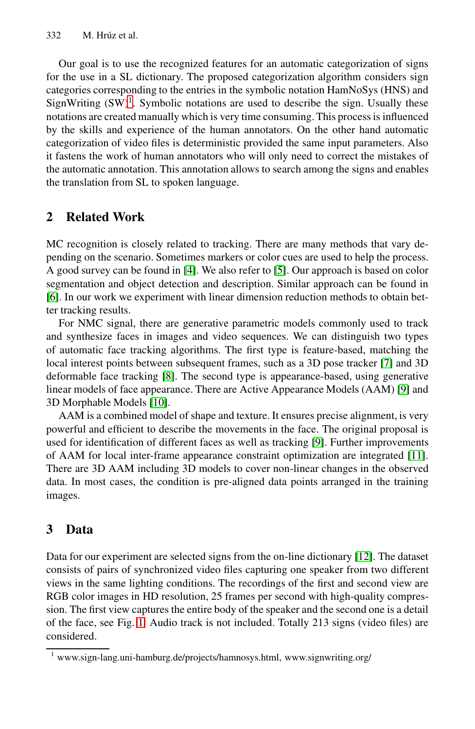Our goal is to use the recognized features for an automatic categorization of signs for the use in a SL dictionary. The proposed categorization algorithm considers sign categories corresponding to the entries in the symbolic notation HamNoSys (HNS) and SignWriting (SW)[1]. Symbolic notations are used to describe the sign. Usually these notations are created manually which is very time consuming. This process is influenced by the skills and experience of the human annotators. On the other hand automatic categorization of video files is deterministic provided the same input parameters. Also it fastens the work of human annotators who will only need to correct the mistakes of the automatic annotation. This annotation allows to search among the signs and enables the translation from SL to spoken language.

## 2 Related Work

MC recognition is closely related to tracking. There are many methods that vary depending on the scenario. Sometimes markers or color cues are used to help the process. A good survey can be found in [4]. We also refer to [5]. Our approach is based on color segmentation and object detection and description. Similar approach can be found in [6]. In our work we experiment with linear dimension reduction methods to obtain better tracking results.

For NMC signal, there are generative parametric models commonly used to track and synthesize faces in images and video sequences. We can distinguish two types of automatic face tracking algorithms. The first type is feature-based, matching the local interest points between subsequent frames, such as a 3D pose tracker [7] and 3D deformable face tracking [8]. The second type is appearance-based, using generative linear models of face appearance. There are Active Appearance Models (AAM) [9] and 3D Morphable Models [10].

AAM is a combined model of shape and texture. It ensures precise alignment, is very powerful and efficient to describe the movements in the face. The original proposal is used for identification of different faces as well as tracking [9]. Further improvements of AAM for local inter-frame appearance constraint optimization are integrated [11]. There are 3D AAM including 3D models to cover non-linear changes in the observed data. In most cases, the condition is pre-aligned data points arranged in the training images.

## 3 Data

Data for our experiment are selected signs from the on-line dictionary [12]. The dataset consists of pairs of synchronized video files capturing one speaker from two different views in the same lighting conditions. The recordings of the first and second view are RGB color images in HD resolution, 25 frames per second with high-quality compression. The first view captures the entire body of the speaker and the second one is a detail of the face, see Fig. 1. Audio track is not included. Totally 213 signs (video files) are considered.

---

[1] www.sign-lang.uni-hamburg.de/projects/hamnosys.html, www.signwriting.org/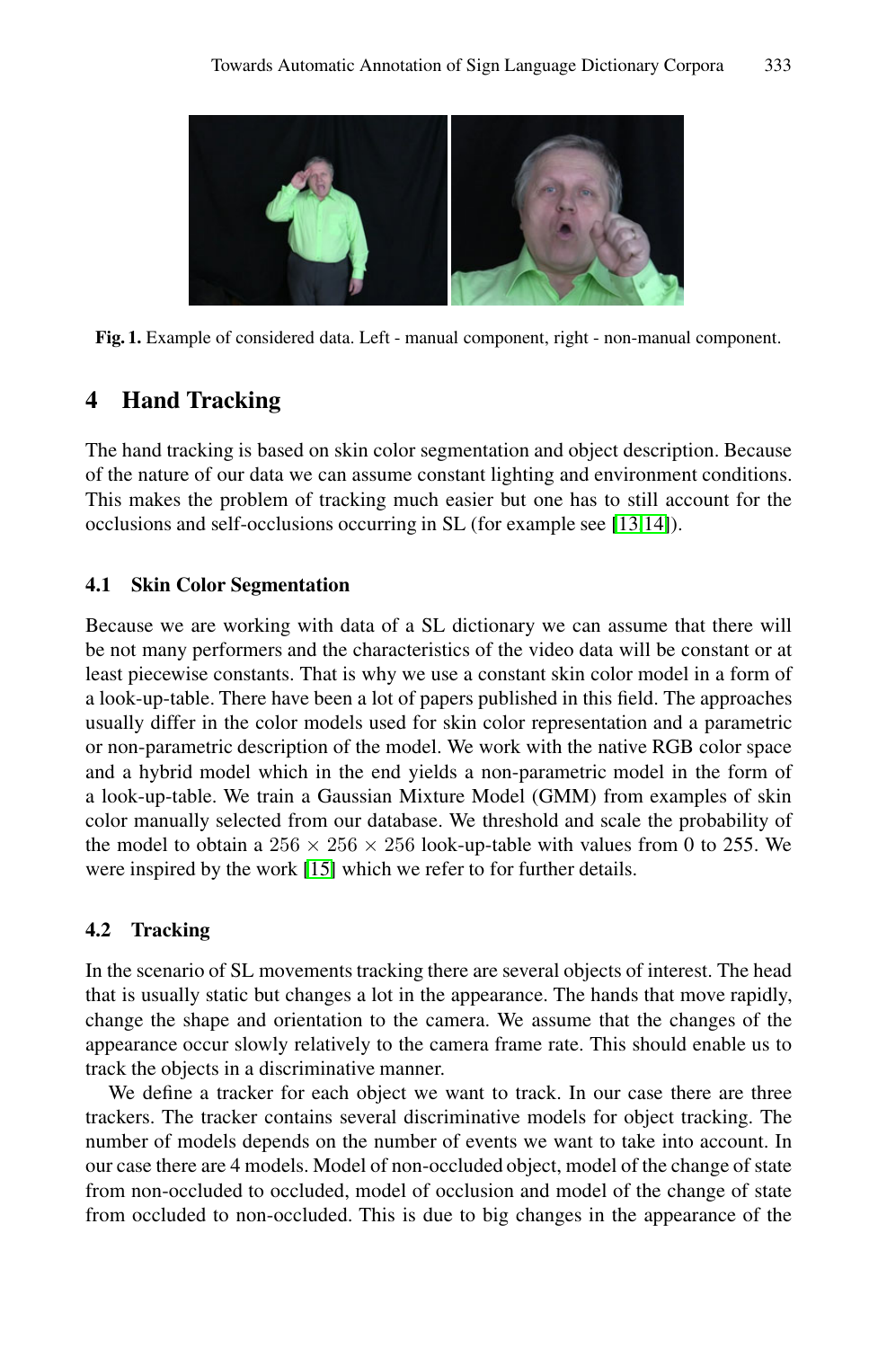**Fig. 1.** Example of considered data. Left - manual component, right - non-manual component.

## 4 Hand Tracking

The hand tracking is based on skin color segmentation and object description. Because of the nature of our data we can assume constant lighting and environment conditions. This makes the problem of tracking much easier but one has to still account for the occlusions and self-occlusions occurring in SL (for example see [13,14]).

### 4.1 Skin Color Segmentation

Because we are working with data of a SL dictionary we can assume that there will be not many performers and the characteristics of the video data will be constant or at least piecewise constants. That is why we use a constant skin color model in a form of a look-up-table. There have been a lot of papers published in this field. The approaches usually differ in the color models used for skin color representation and a parametric or non-parametric description of the model. We work with the native RGB color space and a hybrid model which in the end yields a non-parametric model in the form of a look-up-table. We train a Gaussian Mixture Model (GMM) from examples of skin color manually selected from our database. We threshold and scale the probability of the model to obtain a $256 \times 256 \times 256$ look-up-table with values from 0 to 255. We were inspired by the work [15] which we refer to for further details.

### 4.2 Tracking

In the scenario of SL movements tracking there are several objects of interest. The head that is usually static but changes a lot in the appearance. The hands that move rapidly, change the shape and orientation to the camera. We assume that the changes of the appearance occur slowly relatively to the camera frame rate. This should enable us to track the objects in a discriminative manner.

We define a tracker for each object we want to track. In our case there are three trackers. The tracker contains several discriminative models for object tracking. The number of models depends on the number of events we want to take into account. In our case there are 4 models. Model of non-occluded object, model of the change of state from non-occluded to occluded, model of occlusion and model of the change of state from occluded to non-occluded. This is due to big changes in the appearance of the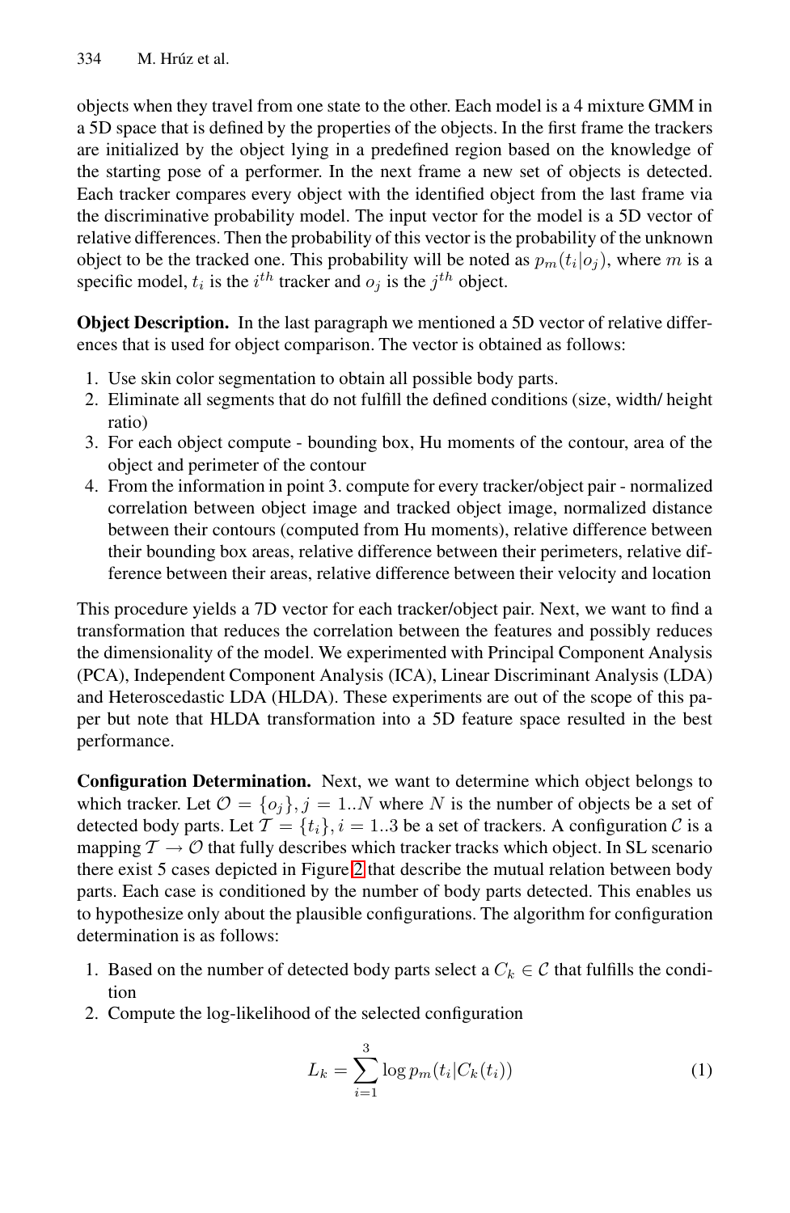objects when they travel from one state to the other. Each model is a 4 mixture GMM in a 5D space that is defined by the properties of the objects. In the first frame the trackers are initialized by the object lying in a predefined region based on the knowledge of the starting pose of a performer. In the next frame a new set of objects is detected. Each tracker compares every object with the identified object from the last frame via the discriminative probability model. The input vector for the model is a 5D vector of relative differences. Then the probability of this vector is the probability of the unknown object to be the tracked one. This probability will be noted as $p_m(t_i|o_j)$, where $m$ is a specific model, $t_i$ is the $i^{th}$ tracker and $o_j$ is the $j^{th}$ object.

**Object Description.** In the last paragraph we mentioned a 5D vector of relative differences that is used for object comparison. The vector is obtained as follows:

1. Use skin color segmentation to obtain all possible body parts.
2. Eliminate all segments that do not fulfill the defined conditions (size, width/ height ratio)
3. For each object compute - bounding box, Hu moments of the contour, area of the object and perimeter of the contour
4. From the information in point 3. compute for every tracker/object pair - normalized correlation between object image and tracked object image, normalized distance between their contours (computed from Hu moments), relative difference between their bounding box areas, relative difference between their perimeters, relative difference between their areas, relative difference between their velocity and location

This procedure yields a 7D vector for each tracker/object pair. Next, we want to find a transformation that reduces the correlation between the features and possibly reduces the dimensionality of the model. We experimented with Principal Component Analysis (PCA), Independent Component Analysis (ICA), Linear Discriminant Analysis (LDA) and Heteroscedastic LDA (HLDA). These experiments are out of the scope of this paper but note that HLDA transformation into a 5D feature space resulted in the best performance.

**Configuration Determination.** Next, we want to determine which object belongs to which tracker. Let $\mathcal{O} = \{o_j\}, j = 1..N$ where $N$ is the number of objects be a set of detected body parts. Let $\mathcal{T} = \{t_i\}, i = 1..3$ be a set of trackers. A configuration $\mathcal{C}$ is a mapping $\mathcal{T} \rightarrow \mathcal{O}$ that fully describes which tracker tracks which object. In SL scenario there exist 5 cases depicted in Figure 2 that describe the mutual relation between body parts. Each case is conditioned by the number of body parts detected. This enables us to hypothesize only about the plausible configurations. The algorithm for configuration determination is as follows:

1. Based on the number of detected body parts select a $C_k \in \mathcal{C}$ that fulfills the condition
2. Compute the log-likelihood of the selected configuration

$$L_k = \sum_{i=1}^{3} \log p_m(t_i|C_k(t_i)) \tag{1}$$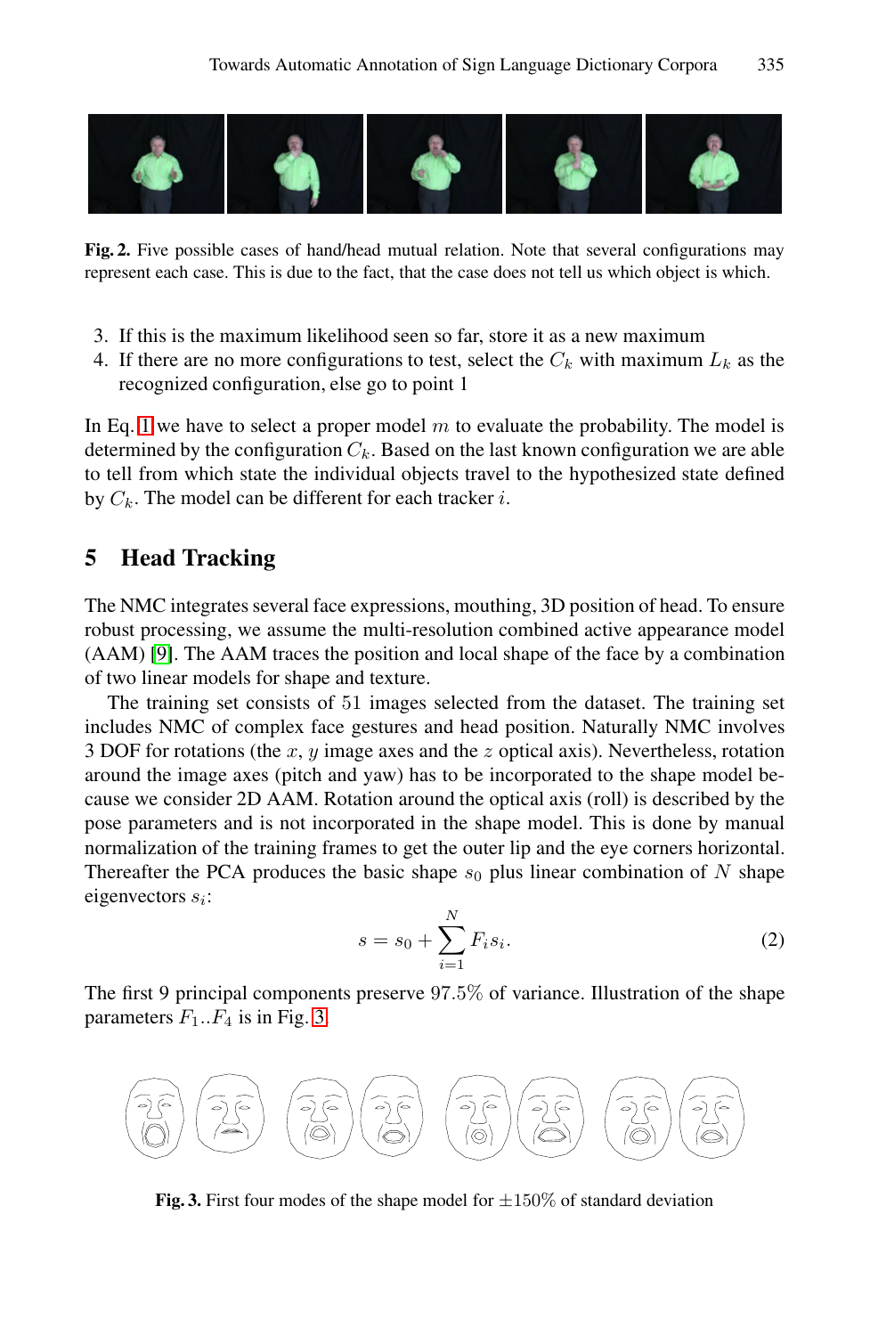Fig. 2. Five possible cases of hand/head mutual relation. Note that several configurations may represent each case. This is due to the fact, that the case does not tell us which object is which.

3. If this is the maximum likelihood seen so far, store it as a new maximum
4. If there are no more configurations to test, select the $C_k$ with maximum $L_k$ as the recognized configuration, else go to point 1

In Eq. 1 we have to select a proper model $m$ to evaluate the probability. The model is determined by the configuration $C_k$. Based on the last known configuration we are able to tell from which state the individual objects travel to the hypothesized state defined by $C_k$. The model can be different for each tracker $i$.

## 5 Head Tracking

The NMC integrates several face expressions, mouthing, 3D position of head. To ensure robust processing, we assume the multi-resolution combined active appearance model (AAM) [9]. The AAM traces the position and local shape of the face by a combination of two linear models for shape and texture.

The training set consists of $51$ images selected from the dataset. The training set includes NMC of complex face gestures and head position. Naturally NMC involves 3 DOF for rotations (the $x$, $y$ image axes and the $z$ optical axis). Nevertheless, rotation around the image axes (pitch and yaw) has to be incorporated to the shape model because we consider 2D AAM. Rotation around the optical axis (roll) is described by the pose parameters and is not incorporated in the shape model. This is done by manual normalization of the training frames to get the outer lip and the eye corners horizontal. Thereafter the PCA produces the basic shape $s_0$ plus linear combination of $N$ shape eigenvectors $s_i$:

$$s = s_0 + \sum_{i=1}^{N} F_i s_i. \tag{2}$$

The first 9 principal components preserve $97.5\%$ of variance. Illustration of the shape parameters $F_1..F_4$ is in Fig. 3.

Fig. 3. First four modes of the shape model for $\pm 150\%$ of standard deviation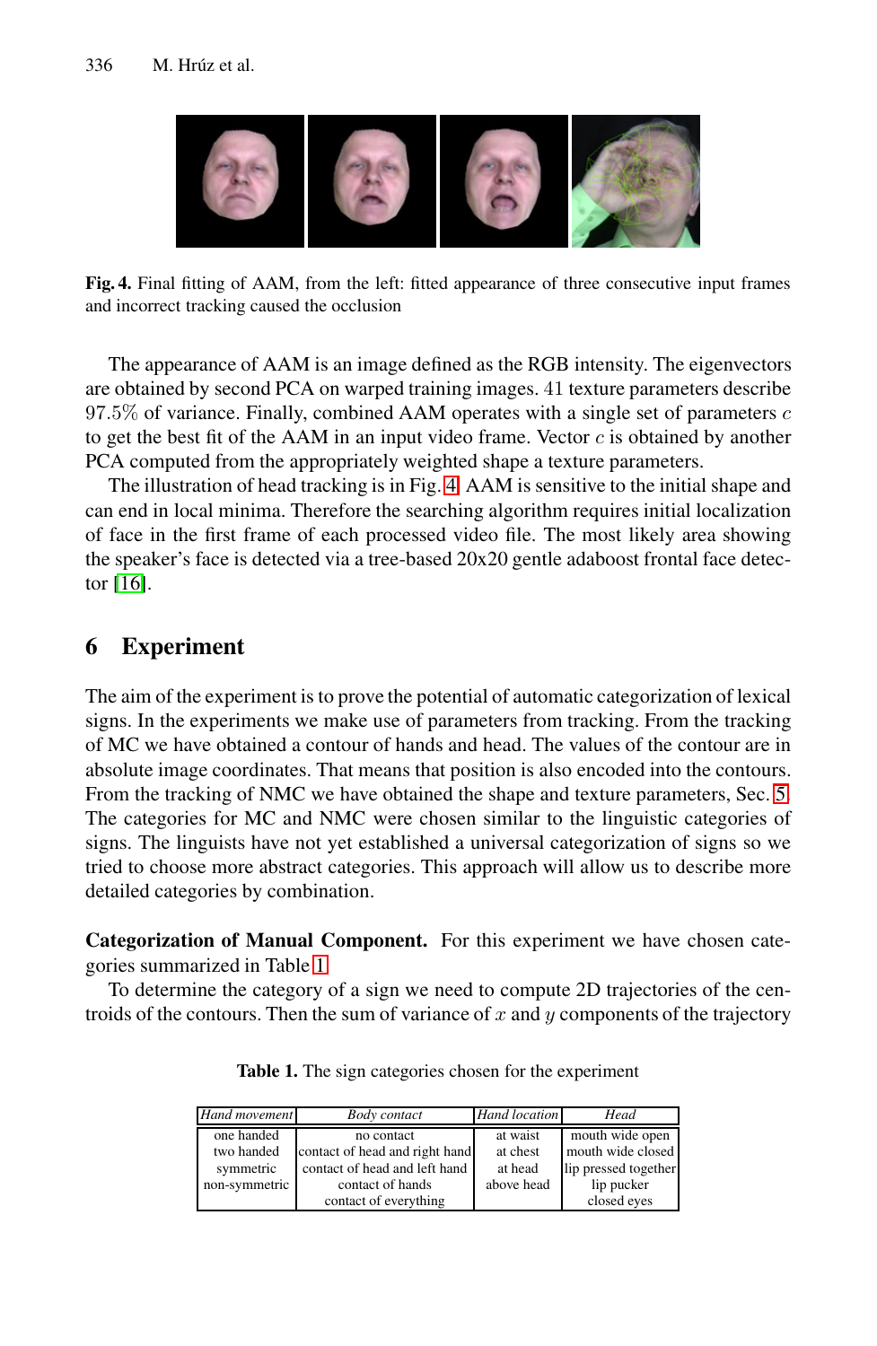**Fig. 4.** Final fitting of AAM, from the left: fitted appearance of three consecutive input frames and incorrect tracking caused the occlusion

The appearance of AAM is an image defined as the RGB intensity. The eigenvectors are obtained by second PCA on warped training images. $41$ texture parameters describe $97.5\%$ of variance. Finally, combined AAM operates with a single set of parameters $c$ to get the best fit of the AAM in an input video frame. Vector $c$ is obtained by another PCA computed from the appropriately weighted shape a texture parameters.

The illustration of head tracking is in Fig. 4. AAM is sensitive to the initial shape and can end in local minima. Therefore the searching algorithm requires initial localization of face in the first frame of each processed video file. The most likely area showing the speaker's face is detected via a tree-based 20x20 gentle adaboost frontal face detector [16].

## 6 Experiment

The aim of the experiment is to prove the potential of automatic categorization of lexical signs. In the experiments we make use of parameters from tracking. From the tracking of MC we have obtained a contour of hands and head. The values of the contour are in absolute image coordinates. That means that position is also encoded into the contours. From the tracking of NMC we have obtained the shape and texture parameters, Sec. 5. The categories for MC and NMC were chosen similar to the linguistic categories of signs. The linguists have not yet established a universal categorization of signs so we tried to choose more abstract categories. This approach will allow us to describe more detailed categories by combination.

**Categorization of Manual Component.** For this experiment we have chosen categories summarized in Table 1.

To determine the category of a sign we need to compute 2D trajectories of the centroids of the contours. Then the sum of variance of $x$ and $y$ components of the trajectory

**Table 1.** The sign categories chosen for the experiment

| *Hand movement* | *Body contact* | *Hand location* | *Head* |
|---|---|---|---|
| one handed | no contact | at waist | mouth wide open |
| two handed | contact of head and right hand | at chest | mouth wide closed |
| symmetric | contact of head and left hand | at head | lip pressed together |
| non-symmetric | contact of hands | above head | lip pucker |
| | contact of everything | | closed eyes |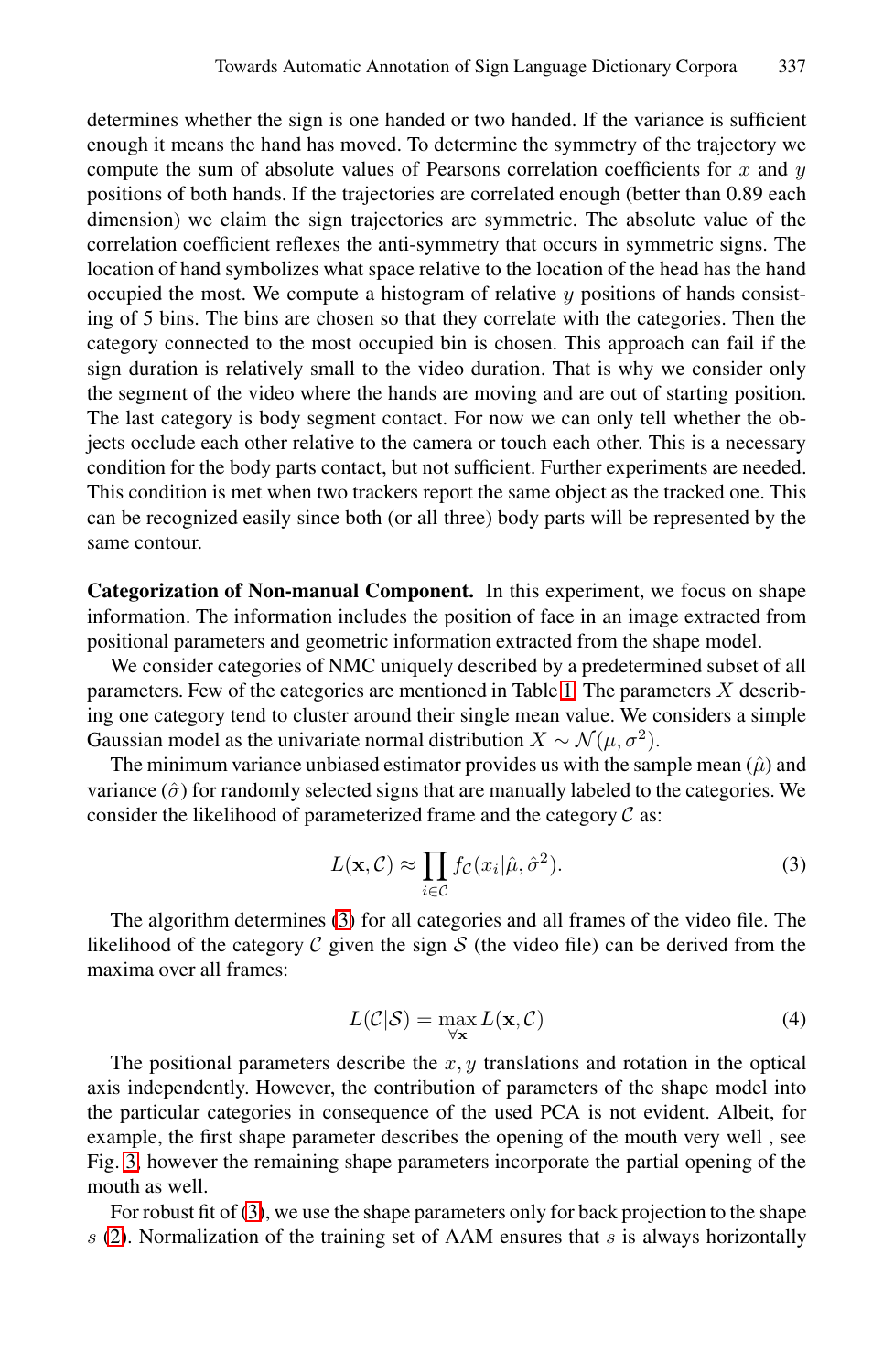determines whether the sign is one handed or two handed. If the variance is sufficient enough it means the hand has moved. To determine the symmetry of the trajectory we compute the sum of absolute values of Pearsons correlation coefficients for $x$ and $y$ positions of both hands. If the trajectories are correlated enough (better than 0.89 each dimension) we claim the sign trajectories are symmetric. The absolute value of the correlation coefficient reflexes the anti-symmetry that occurs in symmetric signs. The location of hand symbolizes what space relative to the location of the head has the hand occupied the most. We compute a histogram of relative $y$ positions of hands consisting of 5 bins. The bins are chosen so that they correlate with the categories. Then the category connected to the most occupied bin is chosen. This approach can fail if the sign duration is relatively small to the video duration. That is why we consider only the segment of the video where the hands are moving and are out of starting position. The last category is body segment contact. For now we can only tell whether the objects occlude each other relative to the camera or touch each other. This is a necessary condition for the body parts contact, but not sufficient. Further experiments are needed. This condition is met when two trackers report the same object as the tracked one. This can be recognized easily since both (or all three) body parts will be represented by the same contour.

**Categorization of Non-manual Component.** In this experiment, we focus on shape information. The information includes the position of face in an image extracted from positional parameters and geometric information extracted from the shape model.

We consider categories of NMC uniquely described by a predetermined subset of all parameters. Few of the categories are mentioned in Table 1. The parameters $X$ describing one category tend to cluster around their single mean value. We considers a simple Gaussian model as the univariate normal distribution $X \sim \mathcal{N}(\mu, \sigma^2)$.

The minimum variance unbiased estimator provides us with the sample mean ($\hat{\mu}$) and variance ($\hat{\sigma}$) for randomly selected signs that are manually labeled to the categories. We consider the likelihood of parameterized frame and the category $\mathcal{C}$ as:

$$L(\mathbf{x}, \mathcal{C}) \approx \prod_{i \in \mathcal{C}} f_{\mathcal{C}}(x_i | \hat{\mu}, \hat{\sigma}^2). \tag{3}$$

The algorithm determines (3) for all categories and all frames of the video file. The likelihood of the category $\mathcal{C}$ given the sign $\mathcal{S}$ (the video file) can be derived from the maxima over all frames:

$$L(\mathcal{C}|\mathcal{S}) = \max_{\forall \mathbf{x}} L(\mathbf{x}, \mathcal{C}) \tag{4}$$

The positional parameters describe the $x, y$ translations and rotation in the optical axis independently. However, the contribution of parameters of the shape model into the particular categories in consequence of the used PCA is not evident. Albeit, for example, the first shape parameter describes the opening of the mouth very well , see Fig. 3, however the remaining shape parameters incorporate the partial opening of the mouth as well.

For robust fit of (3), we use the shape parameters only for back projection to the shape $s$ (2). Normalization of the training set of AAM ensures that $s$ is always horizontally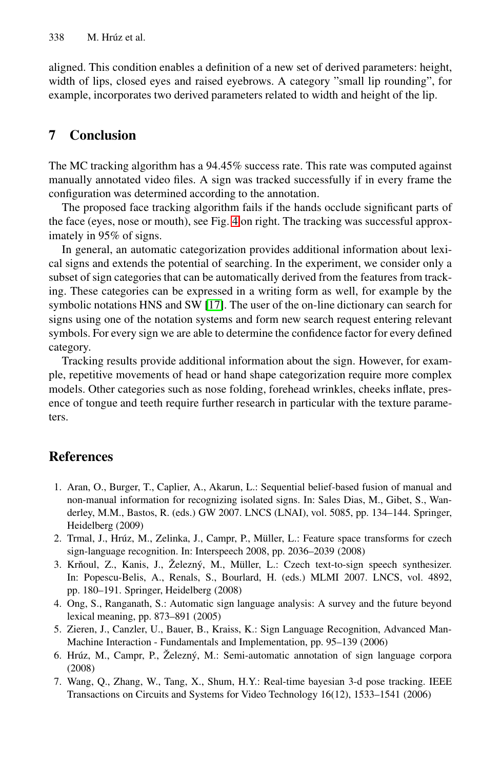aligned. This condition enables a definition of a new set of derived parameters: height, width of lips, closed eyes and raised eyebrows. A category "small lip rounding", for example, incorporates two derived parameters related to width and height of the lip.

## 7 Conclusion

The MC tracking algorithm has a 94.45% success rate. This rate was computed against manually annotated video files. A sign was tracked successfully if in every frame the configuration was determined according to the annotation.

The proposed face tracking algorithm fails if the hands occlude significant parts of the face (eyes, nose or mouth), see Fig. 4 on right. The tracking was successful approximately in 95% of signs.

In general, an automatic categorization provides additional information about lexical signs and extends the potential of searching. In the experiment, we consider only a subset of sign categories that can be automatically derived from the features from tracking. These categories can be expressed in a writing form as well, for example by the symbolic notations HNS and SW [17]. The user of the on-line dictionary can search for signs using one of the notation systems and form new search request entering relevant symbols. For every sign we are able to determine the confidence factor for every defined category.

Tracking results provide additional information about the sign. However, for example, repetitive movements of head or hand shape categorization require more complex models. Other categories such as nose folding, forehead wrinkles, cheeks inflate, presence of tongue and teeth require further research in particular with the texture parameters.

## References

1. Aran, O., Burger, T., Caplier, A., Akarun, L.: Sequential belief-based fusion of manual and non-manual information for recognizing isolated signs. In: Sales Dias, M., Gibet, S., Wanderley, M.M., Bastos, R. (eds.) GW 2007. LNCS (LNAI), vol. 5085, pp. 134–144. Springer, Heidelberg (2009)
2. Trmal, J., Hrúz, M., Zelinka, J., Campr, P., Müller, L.: Feature space transforms for czech sign-language recognition. In: Interspeech 2008, pp. 2036–2039 (2008)
3. Krňoul, Z., Kanis, J., Železný, M., Müller, L.: Czech text-to-sign speech synthesizer. In: Popescu-Belis, A., Renals, S., Bourlard, H. (eds.) MLMI 2007. LNCS, vol. 4892, pp. 180–191. Springer, Heidelberg (2008)
4. Ong, S., Ranganath, S.: Automatic sign language analysis: A survey and the future beyond lexical meaning, pp. 873–891 (2005)
5. Zieren, J., Canzler, U., Bauer, B., Kraiss, K.: Sign Language Recognition, Advanced Man-Machine Interaction - Fundamentals and Implementation, pp. 95–139 (2006)
6. Hrúz, M., Campr, P., Železný, M.: Semi-automatic annotation of sign language corpora (2008)
7. Wang, Q., Zhang, W., Tang, X., Shum, H.Y.: Real-time bayesian 3-d pose tracking. IEEE Transactions on Circuits and Systems for Video Technology 16(12), 1533–1541 (2006)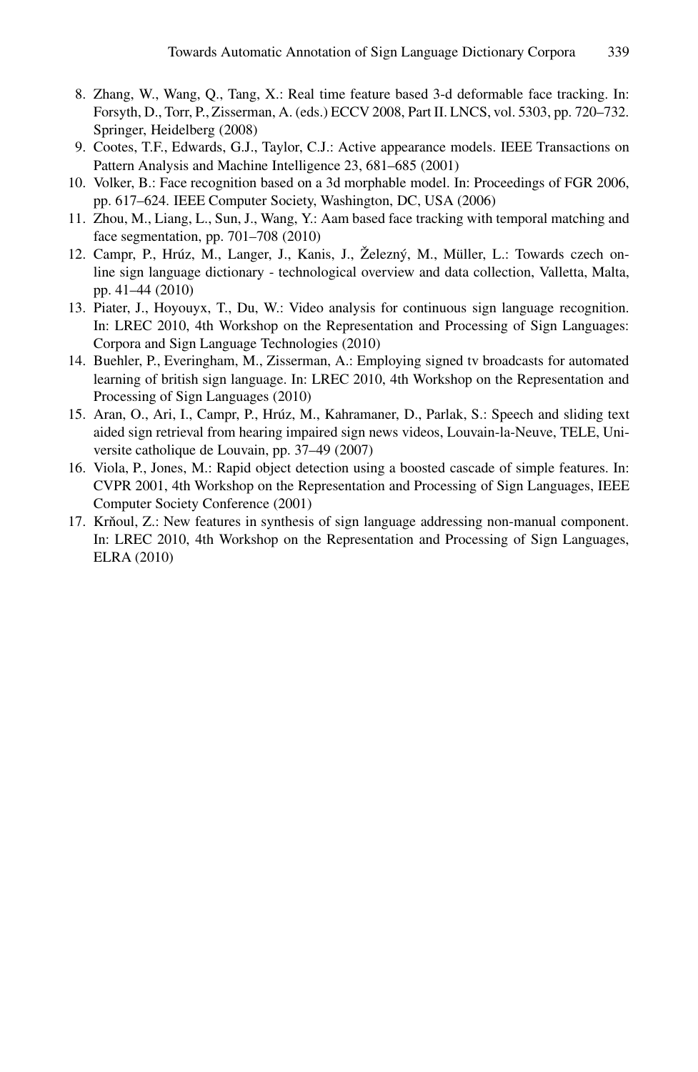8. Zhang, W., Wang, Q., Tang, X.: Real time feature based 3-d deformable face tracking. In: Forsyth, D., Torr, P., Zisserman, A. (eds.) ECCV 2008, Part II. LNCS, vol. 5303, pp. 720–732. Springer, Heidelberg (2008)
9. Cootes, T.F., Edwards, G.J., Taylor, C.J.: Active appearance models. IEEE Transactions on Pattern Analysis and Machine Intelligence 23, 681–685 (2001)
10. Volker, B.: Face recognition based on a 3d morphable model. In: Proceedings of FGR 2006, pp. 617–624. IEEE Computer Society, Washington, DC, USA (2006)
11. Zhou, M., Liang, L., Sun, J., Wang, Y.: Aam based face tracking with temporal matching and face segmentation, pp. 701–708 (2010)
12. Campr, P., Hrúz, M., Langer, J., Kanis, J., Železný, M., Müller, L.: Towards czech online sign language dictionary - technological overview and data collection, Valletta, Malta, pp. 41–44 (2010)
13. Piater, J., Hoyouyx, T., Du, W.: Video analysis for continuous sign language recognition. In: LREC 2010, 4th Workshop on the Representation and Processing of Sign Languages: Corpora and Sign Language Technologies (2010)
14. Buehler, P., Everingham, M., Zisserman, A.: Employing signed tv broadcasts for automated learning of british sign language. In: LREC 2010, 4th Workshop on the Representation and Processing of Sign Languages (2010)
15. Aran, O., Ari, I., Campr, P., Hrúz, M., Kahramaner, D., Parlak, S.: Speech and sliding text aided sign retrieval from hearing impaired sign news videos, Louvain-la-Neuve, TELE, Universite catholique de Louvain, pp. 37–49 (2007)
16. Viola, P., Jones, M.: Rapid object detection using a boosted cascade of simple features. In: CVPR 2001, 4th Workshop on the Representation and Processing of Sign Languages, IEEE Computer Society Conference (2001)
17. Krňoul, Z.: New features in synthesis of sign language addressing non-manual component. In: LREC 2010, 4th Workshop on the Representation and Processing of Sign Languages, ELRA (2010)